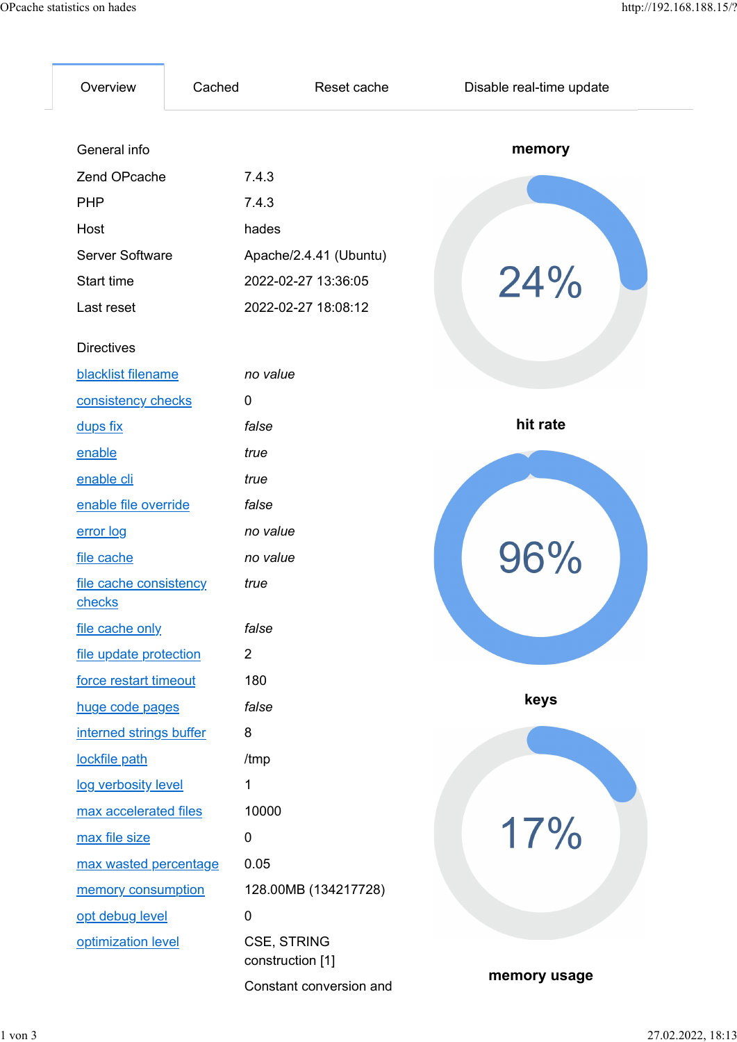Overview | Cached | Reset cache | Disable real-time update

| General info | |
|---|---|
| Zend OPcache | 7.4.3 |
| PHP | 7.4.3 |
| Host | hades |
| Server Software | Apache/2.4.41 (Ubuntu) |
| Start time | 2022-02-27 13:36:05 |
| Last reset | 2022-02-27 18:08:12 |

| Directives | |
|---|---|
| blacklist filename | *no value* |
| consistency checks | 0 |
| dups fix | *false* |
| enable | *true* |
| enable cli | *true* |
| enable file override | *false* |
| error log | *no value* |
| file cache | *no value* |
| file cache consistency checks | *true* |
| file cache only | *false* |
| file update protection | 2 |
| force restart timeout | 180 |
| huge code pages | *false* |
| interned strings buffer | 8 |
| lockfile path | /tmp |
| log verbosity level | 1 |
| max accelerated files | 10000 |
| max file size | 0 |
| max wasted percentage | 0.05 |
| memory consumption | 128.00MB (134217728) |
| opt debug level | 0 |
| optimization level | CSE, STRING construction [1]<br>Constant conversion and |

**memory**

24%

**hit rate**

96%

**keys**

17%

**memory usage**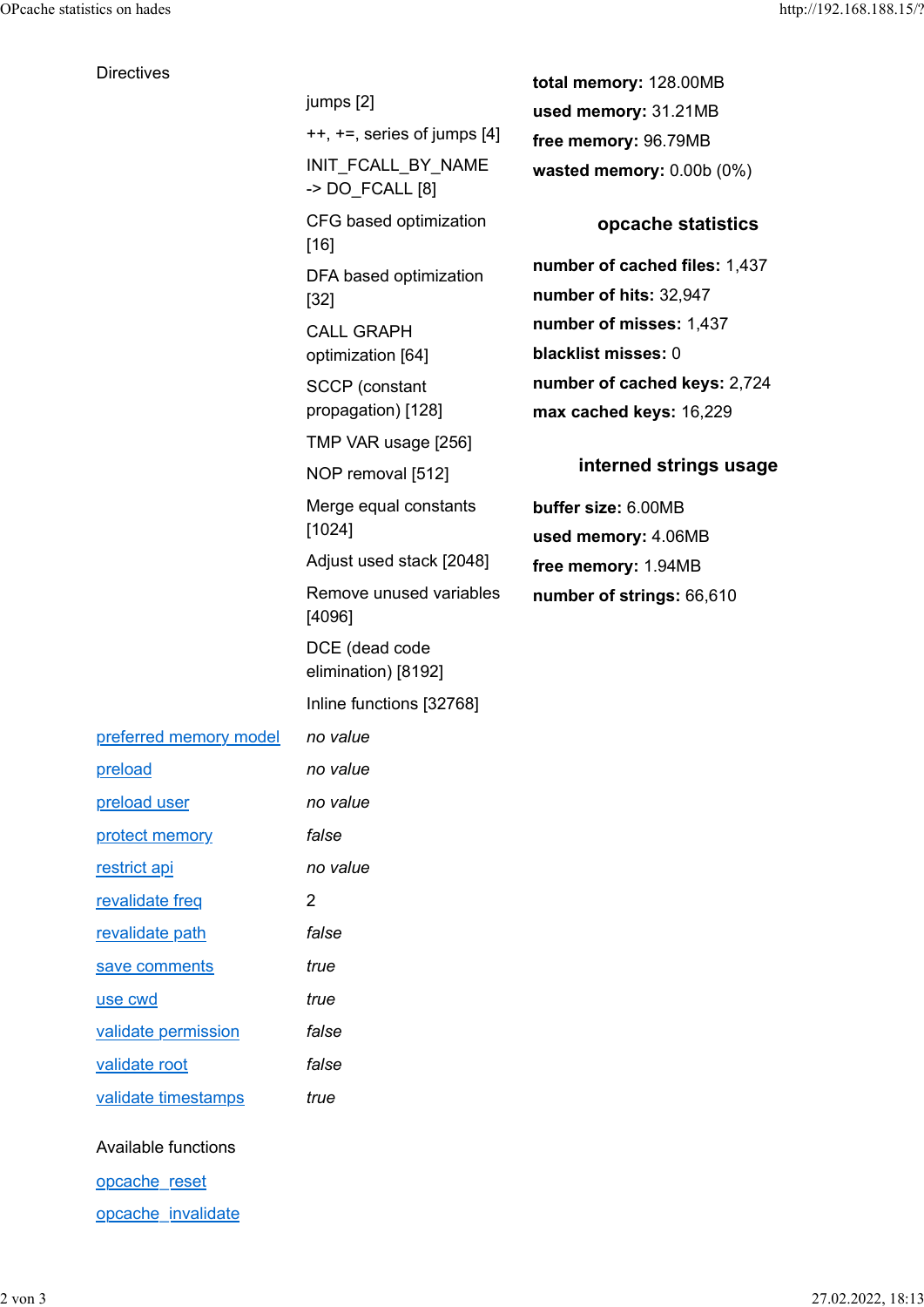Directives

| | |
|---|---|
| | jumps [2] |
| | ++, +=, series of jumps [4] |
| | INIT_FCALL_BY_NAME -> DO_FCALL [8] |
| | CFG based optimization [16] |
| | DFA based optimization [32] |
| | CALL GRAPH optimization [64] |
| | SCCP (constant propagation) [128] |
| | TMP VAR usage [256] |
| | NOP removal [512] |
| | Merge equal constants [1024] |
| | Adjust used stack [2048] |
| | Remove unused variables [4096] |
| | DCE (dead code elimination) [8192] |
| | Inline functions [32768] |
| preferred memory model | *no value* |
| preload | *no value* |
| preload user | *no value* |
| protect memory | *false* |
| restrict api | *no value* |
| revalidate freq | 2 |
| revalidate path | *false* |
| save comments | *true* |
| use cwd | *true* |
| validate permission | *false* |
| validate root | *false* |
| validate timestamps | *true* |

Available functions

opcache_reset

opcache_invalidate

**total memory:** 128.00MB

**used memory:** 31.21MB

**free memory:** 96.79MB

**wasted memory:** 0.00b (0%)

### opcache statistics

**number of cached files:** 1,437

**number of hits:** 32,947

**number of misses:** 1,437

**blacklist misses:** 0

**number of cached keys:** 2,724

**max cached keys:** 16,229

### interned strings usage

**buffer size:** 6.00MB

**used memory:** 4.06MB

**free memory:** 1.94MB

**number of strings:** 66,610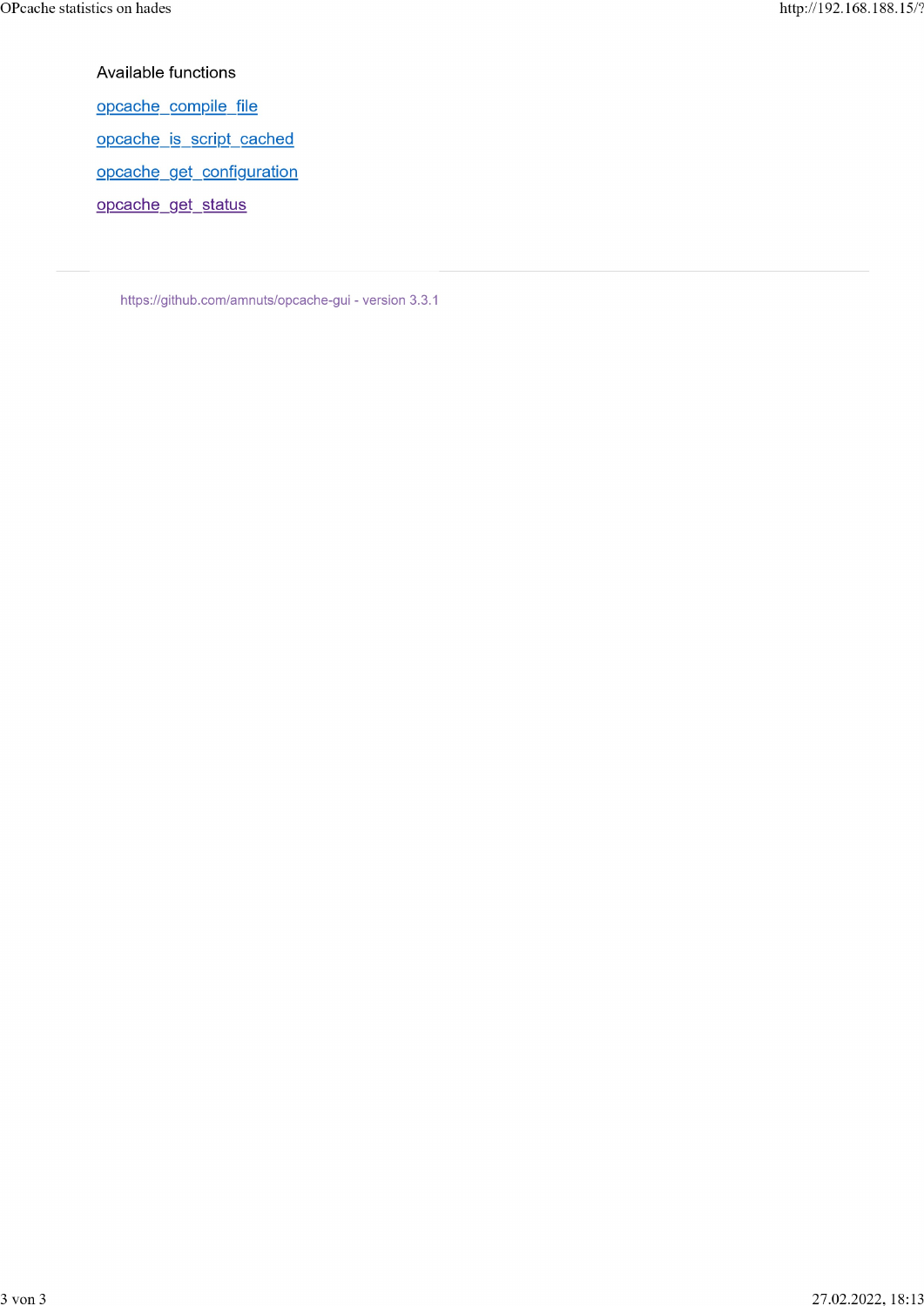Available functions

[opcache_compile_file]

[opcache_is_script_cached]

[opcache_get_configuration]

[opcache_get_status]

---

https://github.com/amnuts/opcache-gui - version 3.3.1